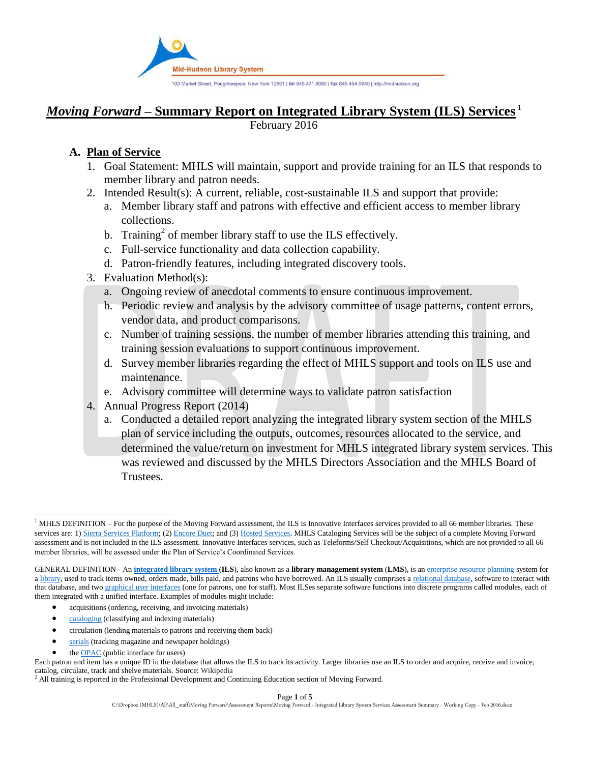Mid-Hudson Library System

103 Market Street, Poughkeepsie, New York 12601 | tel 845.471.6060 | fax 845.454.5940 | http://midhudson.org

# *Moving Forward* – Summary Report on Integrated Library System (ILS) Services [1]

February 2016

## A. Plan of Service

1. Goal Statement: MHLS will maintain, support and provide training for an ILS that responds to member library and patron needs.
2. Intended Result(s): A current, reliable, cost-sustainable ILS and support that provide:
   a. Member library staff and patrons with effective and efficient access to member library collections.
   b. Training[2] of member library staff to use the ILS effectively.
   c. Full-service functionality and data collection capability.
   d. Patron-friendly features, including integrated discovery tools.
3. Evaluation Method(s):
   a. Ongoing review of anecdotal comments to ensure continuous improvement.
   b. Periodic review and analysis by the advisory committee of usage patterns, content errors, vendor data, and product comparisons.
   c. Number of training sessions, the number of member libraries attending this training, and training session evaluations to support continuous improvement.
   d. Survey member libraries regarding the effect of MHLS support and tools on ILS use and maintenance.
   e. Advisory committee will determine ways to validate patron satisfaction
4. Annual Progress Report (2014)
   a. Conducted a detailed report analyzing the integrated library system section of the MHLS plan of service including the outputs, outcomes, resources allocated to the service, and determined the value/return on investment for MHLS integrated library system services. This was reviewed and discussed by the MHLS Directors Association and the MHLS Board of Trustees.

---

[1] MHLS DEFINITION – For the purpose of the Moving Forward assessment, the ILS is Innovative Interfaces services provided to all 66 member libraries. These services are: 1) Sierra Services Platform; (2) Encore Duet; and (3) Hosted Services. MHLS Cataloging Services will be the subject of a complete Moving Forward assessment and is not included in the ILS assessment. Innovative Interfaces services, such as Teleforms/Self Checkout/Acquisitions, which are not provided to all 66 member libraries, will be assessed under the Plan of Service's Coordinated Services.

GENERAL DEFINITION - An **integrated library system** (**ILS**), also known as a **library management system** (**LMS**), is an enterprise resource planning system for a library, used to track items owned, orders made, bills paid, and patrons who have borrowed. An ILS usually comprises a relational database, software to interact with that database, and two graphical user interfaces (one for patrons, one for staff). Most ILSes separate software functions into discrete programs called modules, each of them integrated with a unified interface. Examples of modules might include:

- acquisitions (ordering, receiving, and invoicing materials)
- cataloging (classifying and indexing materials)
- circulation (lending materials to patrons and receiving them back)
- serials (tracking magazine and newspaper holdings)
- the OPAC (public interface for users)

Each patron and item has a unique ID in the database that allows the ILS to track its activity. Larger libraries use an ILS to order and acquire, receive and invoice, catalog, circulate, track and shelve materials. Source: Wikipedia

[2] All training is reported in the Professional Development and Continuing Education section of Moving Forward.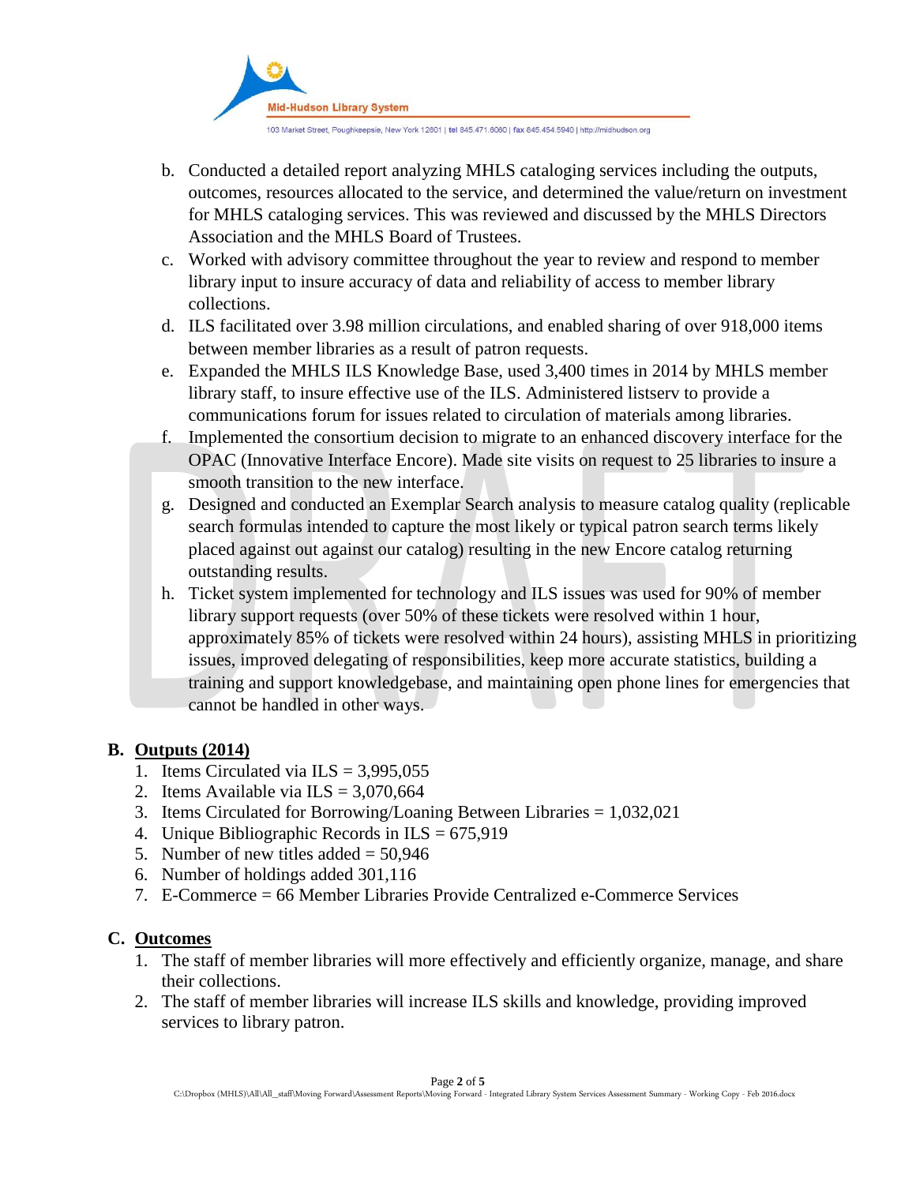b. Conducted a detailed report analyzing MHLS cataloging services including the outputs, outcomes, resources allocated to the service, and determined the value/return on investment for MHLS cataloging services. This was reviewed and discussed by the MHLS Directors Association and the MHLS Board of Trustees.

c. Worked with advisory committee throughout the year to review and respond to member library input to insure accuracy of data and reliability of access to member library collections.

d. ILS facilitated over 3.98 million circulations, and enabled sharing of over 918,000 items between member libraries as a result of patron requests.

e. Expanded the MHLS ILS Knowledge Base, used 3,400 times in 2014 by MHLS member library staff, to insure effective use of the ILS. Administered listserv to provide a communications forum for issues related to circulation of materials among libraries.

f. Implemented the consortium decision to migrate to an enhanced discovery interface for the OPAC (Innovative Interface Encore). Made site visits on request to 25 libraries to insure a smooth transition to the new interface.

g. Designed and conducted an Exemplar Search analysis to measure catalog quality (replicable search formulas intended to capture the most likely or typical patron search terms likely placed against out against our catalog) resulting in the new Encore catalog returning outstanding results.

h. Ticket system implemented for technology and ILS issues was used for 90% of member library support requests (over 50% of these tickets were resolved within 1 hour, approximately 85% of tickets were resolved within 24 hours), assisting MHLS in prioritizing issues, improved delegating of responsibilities, keep more accurate statistics, building a training and support knowledgebase, and maintaining open phone lines for emergencies that cannot be handled in other ways.

## B. Outputs (2014)

1. Items Circulated via ILS = 3,995,055
2. Items Available via ILS = 3,070,664
3. Items Circulated for Borrowing/Loaning Between Libraries = 1,032,021
4. Unique Bibliographic Records in ILS = 675,919
5. Number of new titles added = 50,946
6. Number of holdings added 301,116
7. E-Commerce = 66 Member Libraries Provide Centralized e-Commerce Services

## C. Outcomes

1. The staff of member libraries will more effectively and efficiently organize, manage, and share their collections.
2. The staff of member libraries will increase ILS skills and knowledge, providing improved services to library patron.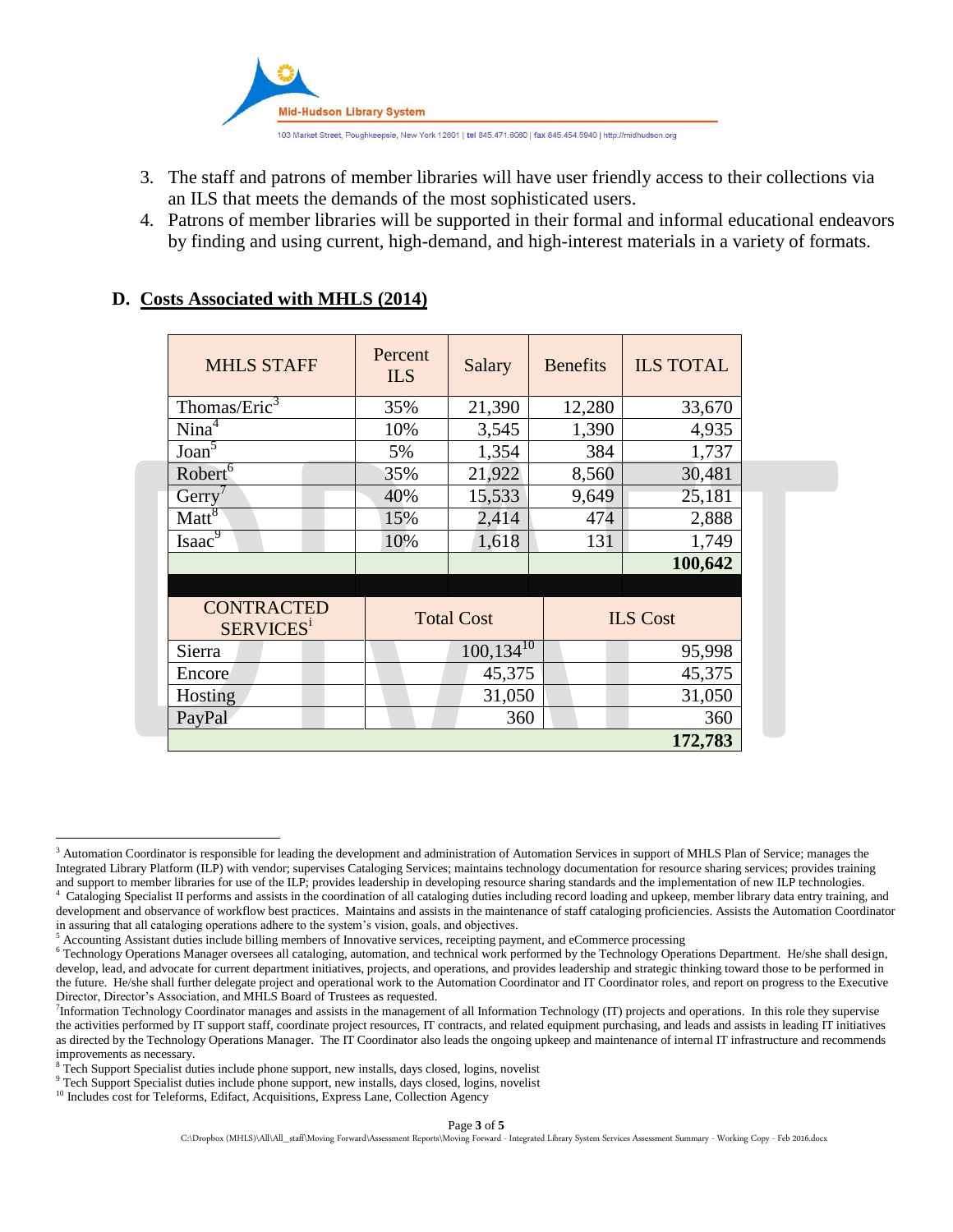3. The staff and patrons of member libraries will have user friendly access to their collections via an ILS that meets the demands of the most sophisticated users.
4. Patrons of member libraries will be supported in their formal and informal educational endeavors by finding and using current, high-demand, and high-interest materials in a variety of formats.

## D. Costs Associated with MHLS (2014)

| MHLS STAFF | Percent ILS | Salary | Benefits | ILS TOTAL |
|---|---|---|---|---|
| Thomas/Eric[3] | 35% | 21,390 | 12,280 | 33,670 |
| Nina[4] | 10% | 3,545 | 1,390 | 4,935 |
| Joan[5] | 5% | 1,354 | 384 | 1,737 |
| Robert[6] | 35% | 21,922 | 8,560 | 30,481 |
| Gerry[7] | 40% | 15,533 | 9,649 | 25,181 |
| Matt[8] | 15% | 2,414 | 474 | 2,888 |
| Isaac[9] | 10% | 1,618 | 131 | 1,749 |
| | | | | **100,642** |

| CONTRACTED SERVICES[i] | Total Cost | ILS Cost |
|---|---|---|
| Sierra | 100,134[10] | 95,998 |
| Encore | 45,375 | 45,375 |
| Hosting | 31,050 | 31,050 |
| PayPal | 360 | 360 |
| | | **172,783** |

---

[3] Automation Coordinator is responsible for leading the development and administration of Automation Services in support of MHLS Plan of Service; manages the Integrated Library Platform (ILP) with vendor; supervises Cataloging Services; maintains technology documentation for resource sharing services; provides training and support to member libraries for use of the ILP; provides leadership in developing resource sharing standards and the implementation of new ILP technologies.

[4] Cataloging Specialist II performs and assists in the coordination of all cataloging duties including record loading and upkeep, member library data entry training, and development and observance of workflow best practices. Maintains and assists in the maintenance of staff cataloging proficiencies. Assists the Automation Coordinator in assuring that all cataloging operations adhere to the system's vision, goals, and objectives.

[5] Accounting Assistant duties include billing members of Innovative services, receipting payment, and eCommerce processing

[6] Technology Operations Manager oversees all cataloging, automation, and technical work performed by the Technology Operations Department. He/she shall design, develop, lead, and advocate for current department initiatives, projects, and operations, and provides leadership and strategic thinking toward those to be performed in the future. He/she shall further delegate project and operational work to the Automation Coordinator and IT Coordinator roles, and report on progress to the Executive Director, Director's Association, and MHLS Board of Trustees as requested.

[7] Information Technology Coordinator manages and assists in the management of all Information Technology (IT) projects and operations. In this role they supervise the activities performed by IT support staff, coordinate project resources, IT contracts, and related equipment purchasing, and leads and assists in leading IT initiatives as directed by the Technology Operations Manager. The IT Coordinator also leads the ongoing upkeep and maintenance of internal IT infrastructure and recommends improvements as necessary.

[8] Tech Support Specialist duties include phone support, new installs, days closed, logins, novelist

[9] Tech Support Specialist duties include phone support, new installs, days closed, logins, novelist

[10] Includes cost for Teleforms, Edifact, Acquisitions, Express Lane, Collection Agency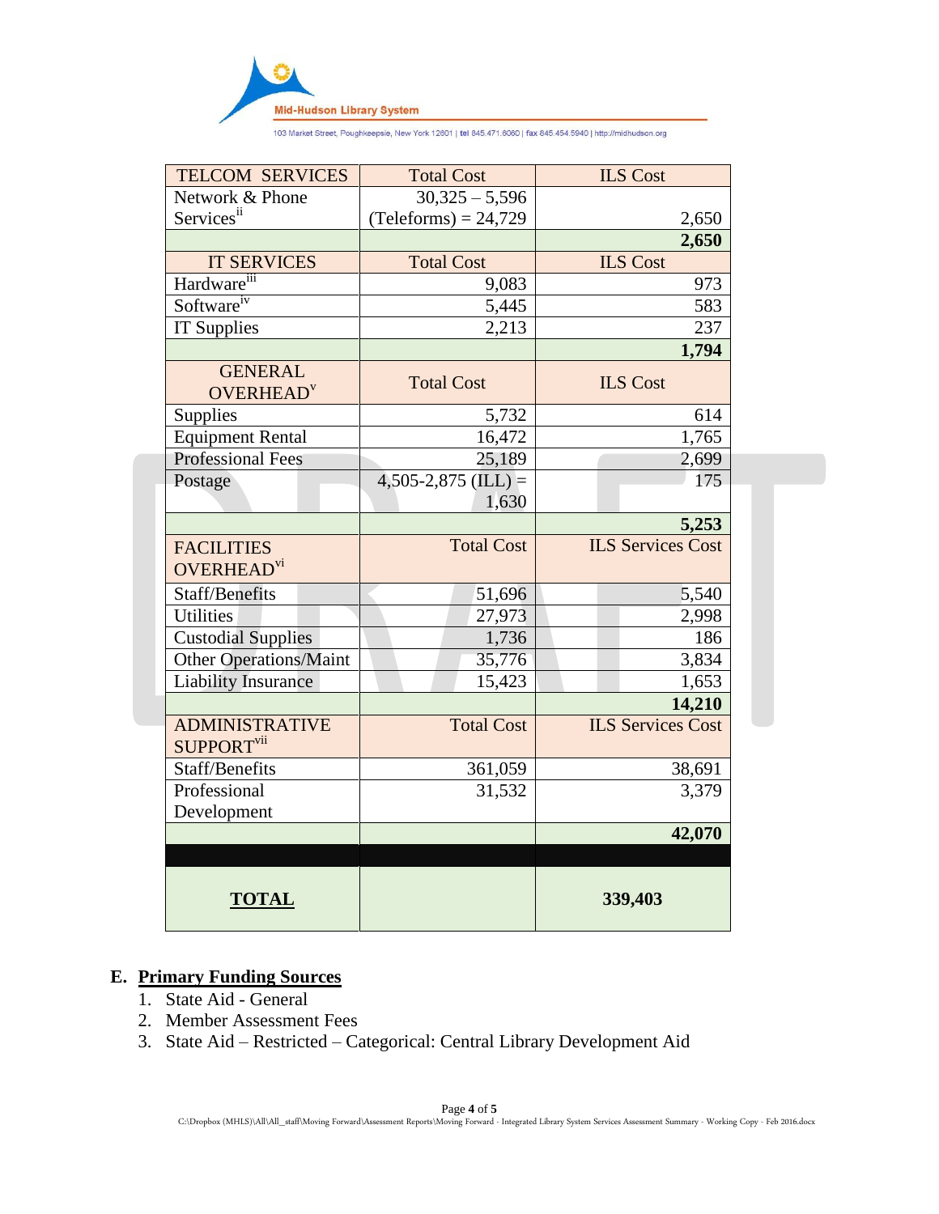| TELCOM SERVICES | Total Cost | ILS Cost |
|---|---|---|
| Network & Phone Services[ii] | 30,325 – 5,596 (Teleforms) = 24,729 | 2,650 |
| | | **2,650** |
| IT SERVICES | Total Cost | ILS Cost |
| Hardware[iii] | 9,083 | 973 |
| Software[iv] | 5,445 | 583 |
| IT Supplies | 2,213 | 237 |
| | | **1,794** |
| GENERAL OVERHEAD[v] | Total Cost | ILS Cost |
| Supplies | 5,732 | 614 |
| Equipment Rental | 16,472 | 1,765 |
| Professional Fees | 25,189 | 2,699 |
| Postage | 4,505-2,875 (ILL) = 1,630 | 175 |
| | | **5,253** |
| FACILITIES OVERHEAD[vi] | Total Cost | ILS Services Cost |
| Staff/Benefits | 51,696 | 5,540 |
| Utilities | 27,973 | 2,998 |
| Custodial Supplies | 1,736 | 186 |
| Other Operations/Maint | 35,776 | 3,834 |
| Liability Insurance | 15,423 | 1,653 |
| | | **14,210** |
| ADMINISTRATIVE SUPPORT[vii] | Total Cost | ILS Services Cost |
| Staff/Benefits | 361,059 | 38,691 |
| Professional Development | 31,532 | 3,379 |
| | | **42,070** |
| | | |
| **TOTAL** | | **339,403** |

## E. Primary Funding Sources

1. State Aid - General
2. Member Assessment Fees
3. State Aid – Restricted – Categorical: Central Library Development Aid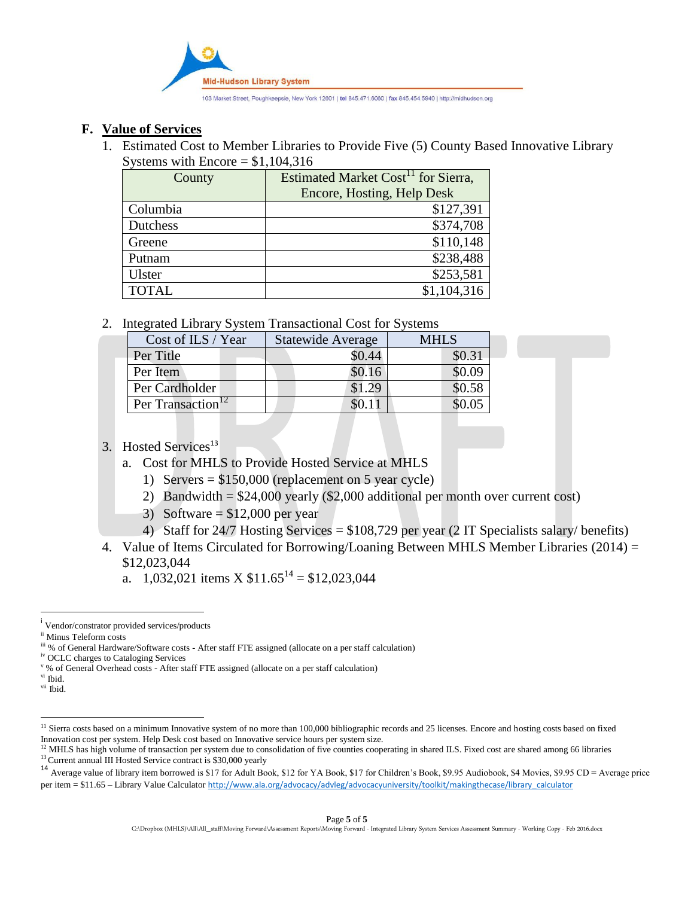## F. Value of Services

1. Estimated Cost to Member Libraries to Provide Five (5) County Based Innovative Library Systems with Encore = $1,104,316

| County | Estimated Market Cost[11] for Sierra, Encore, Hosting, Help Desk |
|---|---|
| Columbia | $127,391 |
| Dutchess | $374,708 |
| Greene | $110,148 |
| Putnam | $238,488 |
| Ulster | $253,581 |
| TOTAL | $1,104,316 |

2. Integrated Library System Transactional Cost for Systems

| Cost of ILS / Year | Statewide Average | MHLS |
|---|---|---|
| Per Title | $0.44 | $0.31 |
| Per Item | $0.16 | $0.09 |
| Per Cardholder | $1.29 | $0.58 |
| Per Transaction[12] | $0.11 | $0.05 |

3. Hosted Services[13]
   a. Cost for MHLS to Provide Hosted Service at MHLS
      1) Servers = $150,000 (replacement on 5 year cycle)
      2) Bandwidth = $24,000 yearly ($2,000 additional per month over current cost)
      3) Software = $12,000 per year
      4) Staff for 24/7 Hosting Services = $108,729 per year (2 IT Specialists salary/ benefits)
4. Value of Items Circulated for Borrowing/Loaning Between MHLS Member Libraries (2014) = $12,023,044
   a. 1,032,021 items X $11.65[14] = $12,023,044

---

[i] Vendor/constrator provided services/products
[ii] Minus Teleform costs
[iii] % of General Hardware/Software costs - After staff FTE assigned (allocate on a per staff calculation)
[iv] OCLC charges to Cataloging Services
[v] % of General Overhead costs - After staff FTE assigned (allocate on a per staff calculation)
[vi] Ibid.
[vii] Ibid.

---

[11] Sierra costs based on a minimum Innovative system of no more than 100,000 bibliographic records and 25 licenses. Encore and hosting costs based on fixed Innovation cost per system. Help Desk cost based on Innovative service hours per system size.
[12] MHLS has high volume of transaction per system due to consolidation of five counties cooperating in shared ILS. Fixed cost are shared among 66 libraries
[13] Current annual III Hosted Service contract is $30,000 yearly
[14] Average value of library item borrowed is $17 for Adult Book, $12 for YA Book, $17 for Children's Book, $9.95 Audiobook, $4 Movies, $9.95 CD = Average price per item = $11.65 – Library Value Calculator http://www.ala.org/advocacy/advleg/advocacyuniversity/toolkit/makingthecase/library_calculator